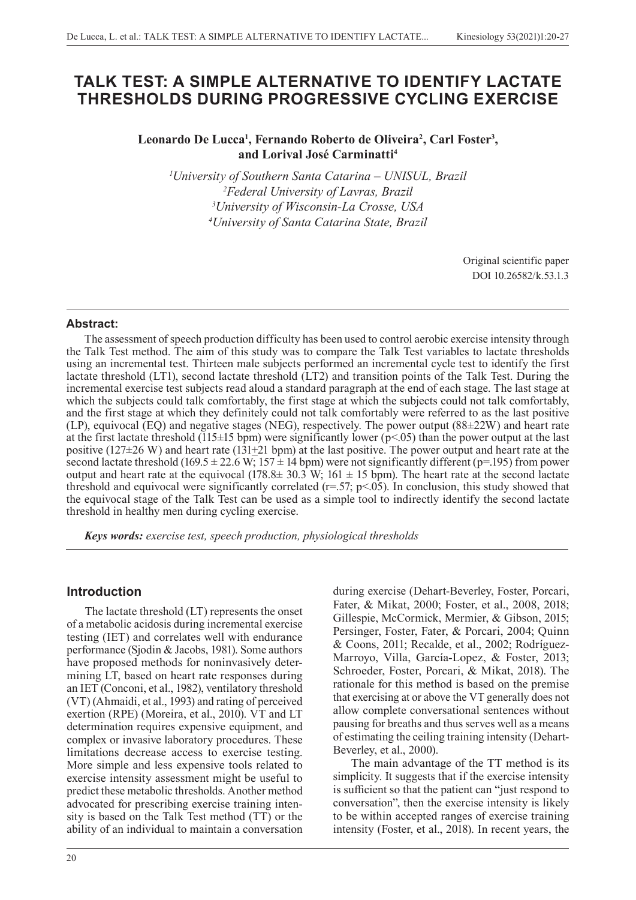# TALK TEST: A SIMPLE ALTERNATIVE TO IDENTIFY LACTATE THRESHOLDS DURING PROGRESSIVE CYCLING EXERCISE

**Leonardo De Lucca[1], Fernando Roberto de Oliveira[2], Carl Foster[3], and Lorival José Carminatti[4]**

*[1]University of Southern Santa Catarina – UNISUL, Brazil*
*[2]Federal University of Lavras, Brazil*
*[3]University of Wisconsin-La Crosse, USA*
*[4]University of Santa Catarina State, Brazil*

Original scientific paper
DOI 10.26582/k.53.1.3

## Abstract:

The assessment of speech production difficulty has been used to control aerobic exercise intensity through the Talk Test method. The aim of this study was to compare the Talk Test variables to lactate thresholds using an incremental test. Thirteen male subjects performed an incremental cycle test to identify the first lactate threshold (LT1), second lactate threshold (LT2) and transition points of the Talk Test. During the incremental exercise test subjects read aloud a standard paragraph at the end of each stage. The last stage at which the subjects could talk comfortably, the first stage at which the subjects could not talk comfortably, and the first stage at which they definitely could not talk comfortably were referred to as the last positive (LP), equivocal (EQ) and negative stages (NEG), respectively. The power output (88±22W) and heart rate at the first lactate threshold (115±15 bpm) were significantly lower ($p<.05$) than the power output at the last positive (127±26 W) and heart rate (131±21 bpm) at the last positive. The power output and heart rate at the second lactate threshold (169.5 ± 22.6 W; 157 ± 14 bpm) were not significantly different ($p=.195$) from power output and heart rate at the equivocal (178.8± 30.3 W; 161 ± 15 bpm). The heart rate at the second lactate threshold and equivocal were significantly correlated ($r=.57$; $p<.05$). In conclusion, this study showed that the equivocal stage of the Talk Test can be used as a simple tool to indirectly identify the second lactate threshold in healthy men during cycling exercise.

***Keys words:*** *exercise test, speech production, physiological thresholds*

## Introduction

The lactate threshold (LT) represents the onset of a metabolic acidosis during incremental exercise testing (IET) and correlates well with endurance performance (Sjodin & Jacobs, 1981). Some authors have proposed methods for noninvasively determining LT, based on heart rate responses during an IET (Conconi, et al., 1982), ventilatory threshold (VT) (Ahmaidi, et al., 1993) and rating of perceived exertion (RPE) (Moreira, et al., 2010). VT and LT determination requires expensive equipment, and complex or invasive laboratory procedures. These limitations decrease access to exercise testing. More simple and less expensive tools related to exercise intensity assessment might be useful to predict these metabolic thresholds. Another method advocated for prescribing exercise training intensity is based on the Talk Test method (TT) or the ability of an individual to maintain a conversation during exercise (Dehart-Beverley, Foster, Porcari, Fater, & Mikat, 2000; Foster, et al., 2008, 2018; Gillespie, McCormick, Mermier, & Gibson, 2015; Persinger, Foster, Fater, & Porcari, 2004; Quinn & Coons, 2011; Recalde, et al., 2002; Rodríguez-Marroyo, Villa, García-Lopez, & Foster, 2013; Schroeder, Foster, Porcari, & Mikat, 2018). The rationale for this method is based on the premise that exercising at or above the VT generally does not allow complete conversational sentences without pausing for breaths and thus serves well as a means of estimating the ceiling training intensity (Dehart-Beverley, et al., 2000).

The main advantage of the TT method is its simplicity. It suggests that if the exercise intensity is sufficient so that the patient can "just respond to conversation", then the exercise intensity is likely to be within accepted ranges of exercise training intensity (Foster, et al., 2018). In recent years, the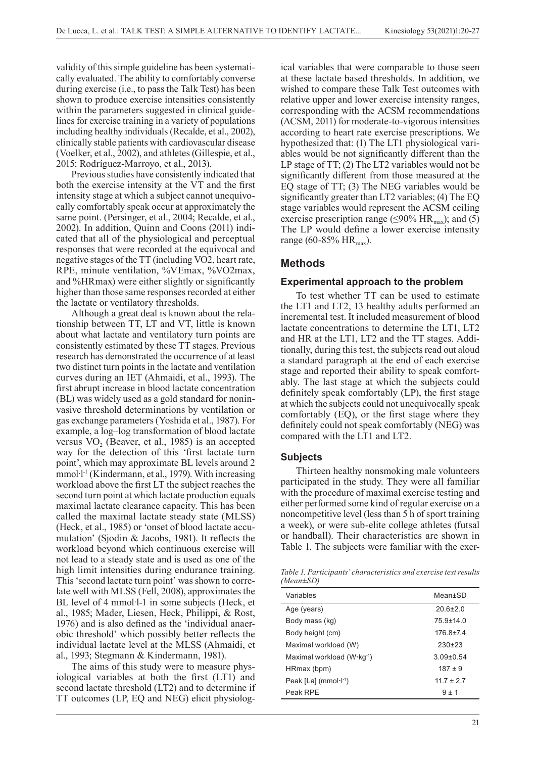validity of this simple guideline has been systematically evaluated. The ability to comfortably converse during exercise (i.e., to pass the Talk Test) has been shown to produce exercise intensities consistently within the parameters suggested in clinical guidelines for exercise training in a variety of populations including healthy individuals (Recalde, et al., 2002), clinically stable patients with cardiovascular disease (Voelker, et al., 2002), and athletes (Gillespie, et al., 2015; Rodríguez-Marroyo, et al., 2013).

Previous studies have consistently indicated that both the exercise intensity at the VT and the first intensity stage at which a subject cannot unequivocally comfortably speak occur at approximately the same point. (Persinger, et al., 2004; Recalde, et al., 2002). In addition, Quinn and Coons (2011) indicated that all of the physiological and perceptual responses that were recorded at the equivocal and negative stages of the TT (including VO2, heart rate, RPE, minute ventilation, %VEmax, %VO2max, and %HRmax) were either slightly or significantly higher than those same responses recorded at either the lactate or ventilatory thresholds.

Although a great deal is known about the relationship between TT, LT and VT, little is known about what lactate and ventilatory turn points are consistently estimated by these TT stages. Previous research has demonstrated the occurrence of at least two distinct turn points in the lactate and ventilation curves during an IET (Ahmaidi, et al., 1993). The first abrupt increase in blood lactate concentration (BL) was widely used as a gold standard for noninvasive threshold determinations by ventilation or gas exchange parameters (Yoshida et al., 1987). For example, a log–log transformation of blood lactate versus $VO_2$ (Beaver, et al., 1985) is an accepted way for the detection of this 'first lactate turn point', which may approximate BL levels around 2 mmol·l$^{-1}$ (Kindermann, et al., 1979). With increasing workload above the first LT the subject reaches the second turn point at which lactate production equals maximal lactate clearance capacity. This has been called the maximal lactate steady state (MLSS) (Heck, et al., 1985) or 'onset of blood lactate accumulation' (Sjodin & Jacobs, 1981). It reflects the workload beyond which continuous exercise will not lead to a steady state and is used as one of the high limit intensities during endurance training. This 'second lactate turn point' was shown to correlate well with MLSS (Fell, 2008), approximates the BL level of 4 mmol·l-1 in some subjects (Heck, et al., 1985; Mader, Liesen, Heck, Philippi, & Rost, 1976) and is also defined as the 'individual anaerobic threshold' which possibly better reflects the individual lactate level at the MLSS (Ahmaidi, et al., 1993; Stegmann & Kindermann, 1981).

The aims of this study were to measure physiological variables at both the first (LT1) and second lactate threshold (LT2) and to determine if TT outcomes (LP, EQ and NEG) elicit physiological variables that were comparable to those seen at these lactate based thresholds. In addition, we wished to compare these Talk Test outcomes with relative upper and lower exercise intensity ranges, corresponding with the ACSM recommendations (ACSM, 2011) for moderate-to-vigorous intensities according to heart rate exercise prescriptions. We hypothesized that: (1) The LT1 physiological variables would be not significantly different than the LP stage of TT; (2) The LT2 variables would not be significantly different from those measured at the EQ stage of TT; (3) The NEG variables would be significantly greater than LT2 variables; (4) The EQ stage variables would represent the ACSM ceiling exercise prescription range (≤90% $HR_{max}$); and (5) The LP would define a lower exercise intensity range (60-85% $HR_{max}$).

## Methods

### Experimental approach to the problem

To test whether TT can be used to estimate the LT1 and LT2, 13 healthy adults performed an incremental test. It included measurement of blood lactate concentrations to determine the LT1, LT2 and HR at the LT1, LT2 and the TT stages. Additionally, during this test, the subjects read out aloud a standard paragraph at the end of each exercise stage and reported their ability to speak comfortably. The last stage at which the subjects could definitely speak comfortably (LP), the first stage at which the subjects could not unequivocally speak comfortably (EQ), or the first stage where they definitely could not speak comfortably (NEG) was compared with the LT1 and LT2.

### Subjects

Thirteen healthy nonsmoking male volunteers participated in the study. They were all familiar with the procedure of maximal exercise testing and either performed some kind of regular exercise on a noncompetitive level (less than 5 h of sport training a week), or were sub-elite college athletes (futsal or handball). Their characteristics are shown in Table 1. The subjects were familiar with the exer-

*Table 1. Participants' characteristics and exercise test results (Mean±SD)*

| Variables | Mean±SD |
|---|---|
| Age (years) | 20.6±2.0 |
| Body mass (kg) | 75.9±14.0 |
| Body height (cm) | 176.8±7.4 |
| Maximal workload (W) | 230±23 |
| Maximal workload (W·kg$^{-1}$) | 3.09±0.54 |
| HRmax (bpm) | 187 ± 9 |
| Peak [La] (mmol·l$^{-1}$) | 11.7 ± 2.7 |
| Peak RPE | 9 ± 1 |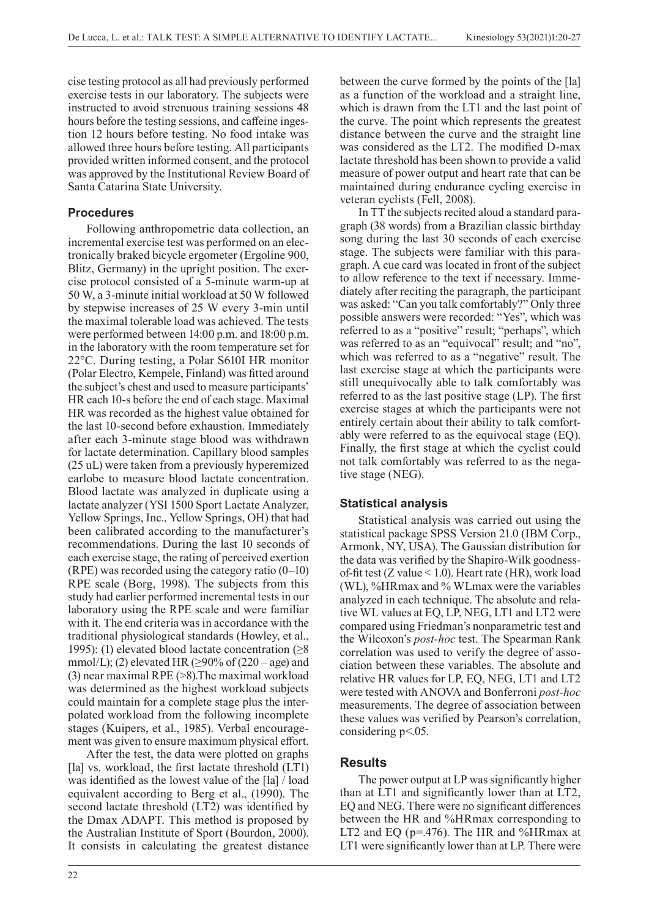cise testing protocol as all had previously performed exercise tests in our laboratory. The subjects were instructed to avoid strenuous training sessions 48 hours before the testing sessions, and caffeine ingestion 12 hours before testing. No food intake was allowed three hours before testing. All participants provided written informed consent, and the protocol was approved by the Institutional Review Board of Santa Catarina State University.

### Procedures

Following anthropometric data collection, an incremental exercise test was performed on an electronically braked bicycle ergometer (Ergoline 900, Blitz, Germany) in the upright position. The exercise protocol consisted of a 5-minute warm-up at 50 W, a 3-minute initial workload at 50 W followed by stepwise increases of 25 W every 3-min until the maximal tolerable load was achieved. The tests were performed between 14:00 p.m. and 18:00 p.m. in the laboratory with the room temperature set for 22°C. During testing, a Polar S610I HR monitor (Polar Electro, Kempele, Finland) was fitted around the subject's chest and used to measure participants' HR each 10-s before the end of each stage. Maximal HR was recorded as the highest value obtained for the last 10-second before exhaustion. Immediately after each 3-minute stage blood was withdrawn for lactate determination. Capillary blood samples (25 uL) were taken from a previously hyperemized earlobe to measure blood lactate concentration. Blood lactate was analyzed in duplicate using a lactate analyzer (YSI 1500 Sport Lactate Analyzer, Yellow Springs, Inc., Yellow Springs, OH) that had been calibrated according to the manufacturer's recommendations. During the last 10 seconds of each exercise stage, the rating of perceived exertion (RPE) was recorded using the category ratio (0–10) RPE scale (Borg, 1998). The subjects from this study had earlier performed incremental tests in our laboratory using the RPE scale and were familiar with it. The end criteria was in accordance with the traditional physiological standards (Howley, et al., 1995): (1) elevated blood lactate concentration (≥8 mmol/L); (2) elevated HR (≥90% of (220 – age) and (3) near maximal RPE (>8).The maximal workload was determined as the highest workload subjects could maintain for a complete stage plus the interpolated workload from the following incomplete stages (Kuipers, et al., 1985). Verbal encouragement was given to ensure maximum physical effort.

After the test, the data were plotted on graphs [la] vs. workload, the first lactate threshold (LT1) was identified as the lowest value of the [la] / load equivalent according to Berg et al., (1990). The second lactate threshold (LT2) was identified by the Dmax ADAPT. This method is proposed by the Australian Institute of Sport (Bourdon, 2000). It consists in calculating the greatest distance between the curve formed by the points of the [la] as a function of the workload and a straight line, which is drawn from the LT1 and the last point of the curve. The point which represents the greatest distance between the curve and the straight line was considered as the LT2. The modified D-max lactate threshold has been shown to provide a valid measure of power output and heart rate that can be maintained during endurance cycling exercise in veteran cyclists (Fell, 2008).

In TT the subjects recited aloud a standard paragraph (38 words) from a Brazilian classic birthday song during the last 30 seconds of each exercise stage. The subjects were familiar with this paragraph. A cue card was located in front of the subject to allow reference to the text if necessary. Immediately after reciting the paragraph, the participant was asked: "Can you talk comfortably?" Only three possible answers were recorded: "Yes", which was referred to as a "positive" result; "perhaps", which was referred to as an "equivocal" result; and "no", which was referred to as a "negative" result. The last exercise stage at which the participants were still unequivocally able to talk comfortably was referred to as the last positive stage (LP). The first exercise stages at which the participants were not entirely certain about their ability to talk comfortably were referred to as the equivocal stage (EQ). Finally, the first stage at which the cyclist could not talk comfortably was referred to as the negative stage (NEG).

### Statistical analysis

Statistical analysis was carried out using the statistical package SPSS Version 21.0 (IBM Corp., Armonk, NY, USA). The Gaussian distribution for the data was verified by the Shapiro-Wilk goodness-of-fit test (Z value < 1.0). Heart rate (HR), work load (WL), %HRmax and % WLmax were the variables analyzed in each technique. The absolute and relative WL values at EQ, LP, NEG, LT1 and LT2 were compared using Friedman's nonparametric test and the Wilcoxon's *post-hoc* test. The Spearman Rank correlation was used to verify the degree of association between these variables. The absolute and relative HR values for LP, EQ, NEG, LT1 and LT2 were tested with ANOVA and Bonferroni *post-hoc* measurements. The degree of association between these values was verified by Pearson's correlation, considering $p<.05$.

## Results

The power output at LP was significantly higher than at LT1 and significantly lower than at LT2, EQ and NEG. There were no significant differences between the HR and %HRmax corresponding to LT2 and EQ ($p=.476$). The HR and %HRmax at LT1 were significantly lower than at LP. There were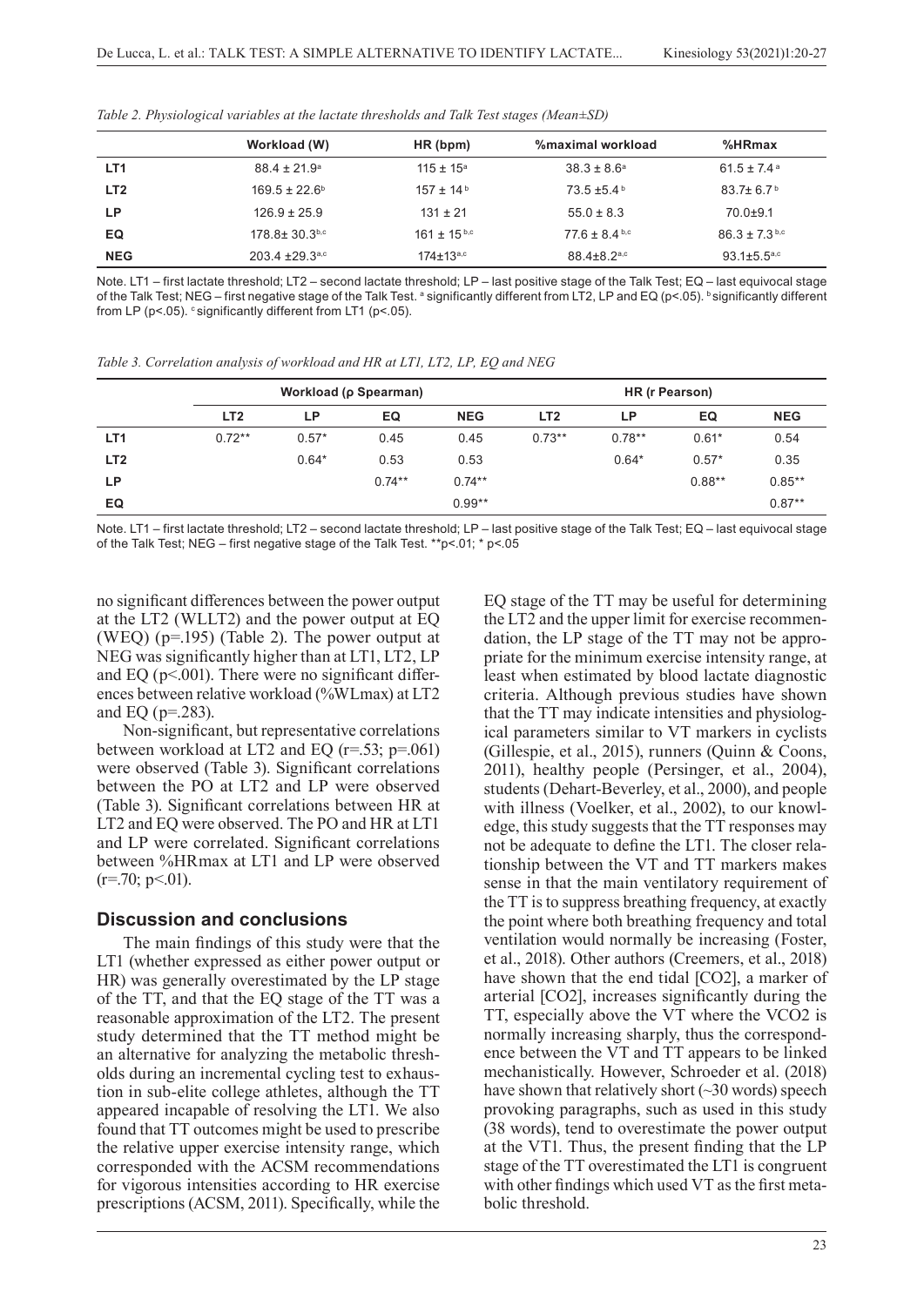*Table 2. Physiological variables at the lactate thresholds and Talk Test stages (Mean±SD)*

| | Workload (W) | HR (bpm) | %maximal workload | %HRmax |
|---|---|---|---|---|
| **LT1** | 88.4 ± 21.9[a] | 115 ± 15[a] | 38.3 ± 8.6[a] | 61.5 ± 7.4[a] |
| **LT2** | 169.5 ± 22.6[b] | 157 ± 14[b] | 73.5 ±5.4[b] | 83.7± 6.7[b] |
| **LP** | 126.9 ± 25.9 | 131 ± 21 | 55.0 ± 8.3 | 70.0±9.1 |
| **EQ** | 178.8± 30.3[b,c] | 161 ± 15[b,c] | 77.6 ± 8.4[b,c] | 86.3 ± 7.3[b,c] |
| **NEG** | 203.4 ±29.3[a,c] | 174±13[a,c] | 88.4±8.2[a,c] | 93.1±5.5[a,c] |

Note. LT1 – first lactate threshold; LT2 – second lactate threshold; LP – last positive stage of the Talk Test; EQ – last equivocal stage of the Talk Test; NEG – first negative stage of the Talk Test. [a] significantly different from LT2, LP and EQ (p<.05). [b] significantly different from LP (p<.05). [c] significantly different from LT1 (p<.05).

*Table 3. Correlation analysis of workload and HR at LT1, LT2, LP, EQ and NEG*

| | Workload (ρ Spearman) | | | | HR (r Pearson) | | | |
|---|---|---|---|---|---|---|---|---|
| | LT2 | LP | EQ | NEG | LT2 | LP | EQ | NEG |
| **LT1** | 0.72** | 0.57* | 0.45 | 0.45 | 0.73** | 0.78** | 0.61* | 0.54 |
| **LT2** | | 0.64* | 0.53 | 0.53 | | 0.64* | 0.57* | 0.35 |
| **LP** | | | 0.74** | 0.74** | | | 0.88** | 0.85** |
| **EQ** | | | | 0.99** | | | | 0.87** |

Note. LT1 – first lactate threshold; LT2 – second lactate threshold; LP – last positive stage of the Talk Test; EQ – last equivocal stage of the Talk Test; NEG – first negative stage of the Talk Test. **p<.01; * p<.05

no significant differences between the power output at the LT2 (WLLT2) and the power output at EQ (WEQ) (p=.195) (Table 2). The power output at NEG was significantly higher than at LT1, LT2, LP and EQ (p<.001). There were no significant differences between relative workload (%WLmax) at LT2 and EQ (p=.283).

Non-significant, but representative correlations between workload at LT2 and EQ (r=.53; p=.061) were observed (Table 3). Significant correlations between the PO at LT2 and LP were observed (Table 3). Significant correlations between HR at LT2 and EQ were observed. The PO and HR at LT1 and LP were correlated. Significant correlations between %HRmax at LT1 and LP were observed (r=.70; p<.01).

## Discussion and conclusions

The main findings of this study were that the LT1 (whether expressed as either power output or HR) was generally overestimated by the LP stage of the TT, and that the EQ stage of the TT was a reasonable approximation of the LT2. The present study determined that the TT method might be an alternative for analyzing the metabolic thresholds during an incremental cycling test to exhaustion in sub-elite college athletes, although the TT appeared incapable of resolving the LT1. We also found that TT outcomes might be used to prescribe the relative upper exercise intensity range, which corresponded with the ACSM recommendations for vigorous intensities according to HR exercise prescriptions (ACSM, 2011). Specifically, while the EQ stage of the TT may be useful for determining the LT2 and the upper limit for exercise recommendation, the LP stage of the TT may not be appropriate for the minimum exercise intensity range, at least when estimated by blood lactate diagnostic criteria. Although previous studies have shown that the TT may indicate intensities and physiological parameters similar to VT markers in cyclists (Gillespie, et al., 2015), runners (Quinn & Coons, 2011), healthy people (Persinger, et al., 2004), students (Dehart-Beverley, et al., 2000), and people with illness (Voelker, et al., 2002), to our knowledge, this study suggests that the TT responses may not be adequate to define the LT1. The closer relationship between the VT and TT markers makes sense in that the main ventilatory requirement of the TT is to suppress breathing frequency, at exactly the point where both breathing frequency and total ventilation would normally be increasing (Foster, et al., 2018). Other authors (Creemers, et al., 2018) have shown that the end tidal [$CO_2$], a marker of arterial [$CO_2$], increases significantly during the TT, especially above the VT where the $VCO_2$ is normally increasing sharply, thus the correspondence between the VT and TT appears to be linked mechanistically. However, Schroeder et al. (2018) have shown that relatively short (~30 words) speech provoking paragraphs, such as used in this study (38 words), tend to overestimate the power output at the VT1. Thus, the present finding that the LP stage of the TT overestimated the LT1 is congruent with other findings which used VT as the first metabolic threshold.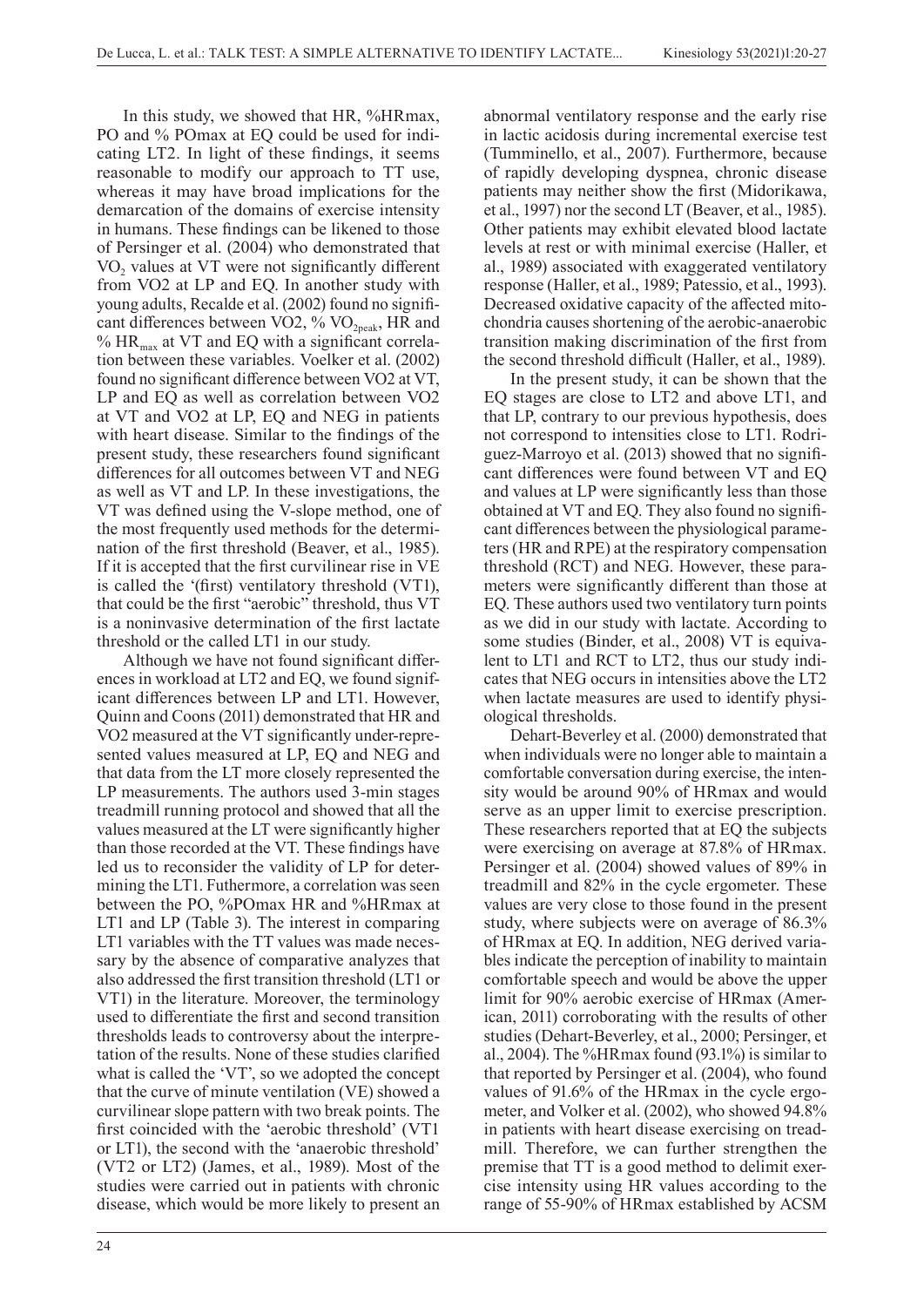In this study, we showed that HR, %HRmax, PO and % POmax at EQ could be used for indicating LT2. In light of these findings, it seems reasonable to modify our approach to TT use, whereas it may have broad implications for the demarcation of the domains of exercise intensity in humans. These findings can be likened to those of Persinger et al. (2004) who demonstrated that $VO_2$ values at VT were not significantly different from VO2 at LP and EQ. In another study with young adults, Recalde et al. (2002) found no significant differences between VO2, % $VO_{2peak}$, HR and % $HR_{max}$ at VT and EQ with a significant correlation between these variables. Voelker et al. (2002) found no significant difference between VO2 at VT, LP and EQ as well as correlation between VO2 at VT and VO2 at LP, EQ and NEG in patients with heart disease. Similar to the findings of the present study, these researchers found significant differences for all outcomes between VT and NEG as well as VT and LP. In these investigations, the VT was defined using the V-slope method, one of the most frequently used methods for the determination of the first threshold (Beaver, et al., 1985). If it is accepted that the first curvilinear rise in VE is called the '(first) ventilatory threshold (VT1), that could be the first "aerobic" threshold, thus VT is a noninvasive determination of the first lactate threshold or the called LT1 in our study.

Although we have not found significant differences in workload at LT2 and EQ, we found significant differences between LP and LT1. However, Quinn and Coons (2011) demonstrated that HR and VO2 measured at the VT significantly under-represented values measured at LP, EQ and NEG and that data from the LT more closely represented the LP measurements. The authors used 3-min stages treadmill running protocol and showed that all the values measured at the LT were significantly higher than those recorded at the VT. These findings have led us to reconsider the validity of LP for determining the LT1. Futhermore, a correlation was seen between the PO, %POmax HR and %HRmax at LT1 and LP (Table 3). The interest in comparing LT1 variables with the TT values was made necessary by the absence of comparative analyzes that also addressed the first transition threshold (LT1 or VT1) in the literature. Moreover, the terminology used to differentiate the first and second transition thresholds leads to controversy about the interpretation of the results. None of these studies clarified what is called the 'VT', so we adopted the concept that the curve of minute ventilation (VE) showed a curvilinear slope pattern with two break points. The first coincided with the 'aerobic threshold' (VT1 or LT1), the second with the 'anaerobic threshold' (VT2 or LT2) (James, et al., 1989). Most of the studies were carried out in patients with chronic disease, which would be more likely to present an abnormal ventilatory response and the early rise in lactic acidosis during incremental exercise test (Tumminello, et al., 2007). Furthermore, because of rapidly developing dyspnea, chronic disease patients may neither show the first (Midorikawa, et al., 1997) nor the second LT (Beaver, et al., 1985). Other patients may exhibit elevated blood lactate levels at rest or with minimal exercise (Haller, et al., 1989) associated with exaggerated ventilatory response (Haller, et al., 1989; Patessio, et al., 1993). Decreased oxidative capacity of the affected mitochondria causes shortening of the aerobic-anaerobic transition making discrimination of the first from the second threshold difficult (Haller, et al., 1989).

In the present study, it can be shown that the EQ stages are close to LT2 and above LT1, and that LP, contrary to our previous hypothesis, does not correspond to intensities close to LT1. Rodriguez-Marroyo et al. (2013) showed that no significant differences were found between VT and EQ and values at LP were significantly less than those obtained at VT and EQ. They also found no significant differences between the physiological parameters (HR and RPE) at the respiratory compensation threshold (RCT) and NEG. However, these parameters were significantly different than those at EQ. These authors used two ventilatory turn points as we did in our study with lactate. According to some studies (Binder, et al., 2008) VT is equivalent to LT1 and RCT to LT2, thus our study indicates that NEG occurs in intensities above the LT2 when lactate measures are used to identify physiological thresholds.

Dehart-Beverley et al. (2000) demonstrated that when individuals were no longer able to maintain a comfortable conversation during exercise, the intensity would be around 90% of HRmax and would serve as an upper limit to exercise prescription. These researchers reported that at EQ the subjects were exercising on average at 87.8% of HRmax. Persinger et al. (2004) showed values of 89% in treadmill and 82% in the cycle ergometer. These values are very close to those found in the present study, where subjects were on average of 86.3% of HRmax at EQ. In addition, NEG derived variables indicate the perception of inability to maintain comfortable speech and would be above the upper limit for 90% aerobic exercise of HRmax (American, 2011) corroborating with the results of other studies (Dehart-Beverley, et al., 2000; Persinger, et al., 2004). The %HRmax found (93.1%) is similar to that reported by Persinger et al. (2004), who found values of 91.6% of the HRmax in the cycle ergometer, and Volker et al. (2002), who showed 94.8% in patients with heart disease exercising on treadmill. Therefore, we can further strengthen the premise that TT is a good method to delimit exercise intensity using HR values according to the range of 55-90% of HRmax established by ACSM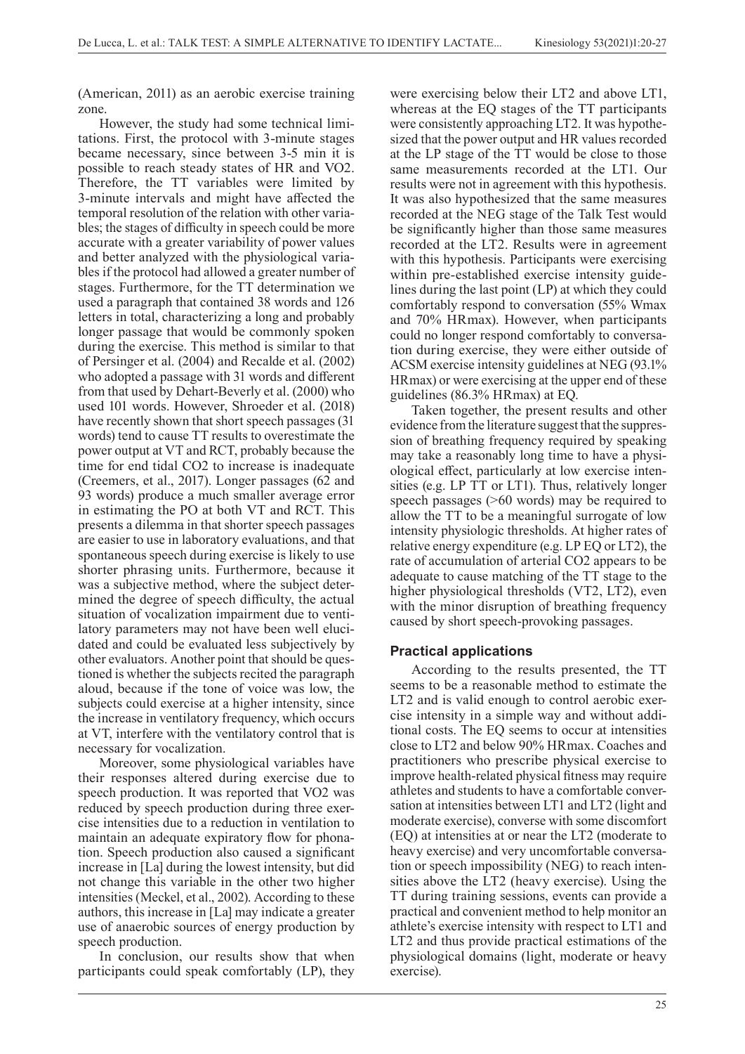(American, 2011) as an aerobic exercise training zone.

However, the study had some technical limitations. First, the protocol with 3-minute stages became necessary, since between 3-5 min it is possible to reach steady states of HR and VO2. Therefore, the TT variables were limited by 3-minute intervals and might have affected the temporal resolution of the relation with other variables; the stages of difficulty in speech could be more accurate with a greater variability of power values and better analyzed with the physiological variables if the protocol had allowed a greater number of stages. Furthermore, for the TT determination we used a paragraph that contained 38 words and 126 letters in total, characterizing a long and probably longer passage that would be commonly spoken during the exercise. This method is similar to that of Persinger et al. (2004) and Recalde et al. (2002) who adopted a passage with 31 words and different from that used by Dehart-Beverly et al. (2000) who used 101 words. However, Shroeder et al. (2018) have recently shown that short speech passages (31 words) tend to cause TT results to overestimate the power output at VT and RCT, probably because the time for end tidal CO2 to increase is inadequate (Creemers, et al., 2017). Longer passages (62 and 93 words) produce a much smaller average error in estimating the PO at both VT and RCT. This presents a dilemma in that shorter speech passages are easier to use in laboratory evaluations, and that spontaneous speech during exercise is likely to use shorter phrasing units. Furthermore, because it was a subjective method, where the subject determined the degree of speech difficulty, the actual situation of vocalization impairment due to ventilatory parameters may not have been well elucidated and could be evaluated less subjectively by other evaluators. Another point that should be questioned is whether the subjects recited the paragraph aloud, because if the tone of voice was low, the subjects could exercise at a higher intensity, since the increase in ventilatory frequency, which occurs at VT, interfere with the ventilatory control that is necessary for vocalization.

Moreover, some physiological variables have their responses altered during exercise due to speech production. It was reported that VO2 was reduced by speech production during three exercise intensities due to a reduction in ventilation to maintain an adequate expiratory flow for phonation. Speech production also caused a significant increase in [La] during the lowest intensity, but did not change this variable in the other two higher intensities (Meckel, et al., 2002). According to these authors, this increase in [La] may indicate a greater use of anaerobic sources of energy production by speech production.

In conclusion, our results show that when participants could speak comfortably (LP), they were exercising below their LT2 and above LT1, whereas at the EQ stages of the TT participants were consistently approaching LT2. It was hypothesized that the power output and HR values recorded at the LP stage of the TT would be close to those same measurements recorded at the LT1. Our results were not in agreement with this hypothesis. It was also hypothesized that the same measures recorded at the NEG stage of the Talk Test would be significantly higher than those same measures recorded at the LT2. Results were in agreement with this hypothesis. Participants were exercising within pre-established exercise intensity guidelines during the last point (LP) at which they could comfortably respond to conversation (55% Wmax and 70% HRmax). However, when participants could no longer respond comfortably to conversation during exercise, they were either outside of ACSM exercise intensity guidelines at NEG (93.1% HRmax) or were exercising at the upper end of these guidelines (86.3% HRmax) at EQ.

Taken together, the present results and other evidence from the literature suggest that the suppression of breathing frequency required by speaking may take a reasonably long time to have a physiological effect, particularly at low exercise intensities (e.g. LP TT or LT1). Thus, relatively longer speech passages (>60 words) may be required to allow the TT to be a meaningful surrogate of low intensity physiologic thresholds. At higher rates of relative energy expenditure (e.g. LP EQ or LT2), the rate of accumulation of arterial CO2 appears to be adequate to cause matching of the TT stage to the higher physiological thresholds (VT2, LT2), even with the minor disruption of breathing frequency caused by short speech-provoking passages.

## Practical applications

According to the results presented, the TT seems to be a reasonable method to estimate the LT2 and is valid enough to control aerobic exercise intensity in a simple way and without additional costs. The EQ seems to occur at intensities close to LT2 and below 90% HRmax. Coaches and practitioners who prescribe physical exercise to improve health-related physical fitness may require athletes and students to have a comfortable conversation at intensities between LT1 and LT2 (light and moderate exercise), converse with some discomfort (EQ) at intensities at or near the LT2 (moderate to heavy exercise) and very uncomfortable conversation or speech impossibility (NEG) to reach intensities above the LT2 (heavy exercise). Using the TT during training sessions, events can provide a practical and convenient method to help monitor an athlete's exercise intensity with respect to LT1 and LT2 and thus provide practical estimations of the physiological domains (light, moderate or heavy exercise).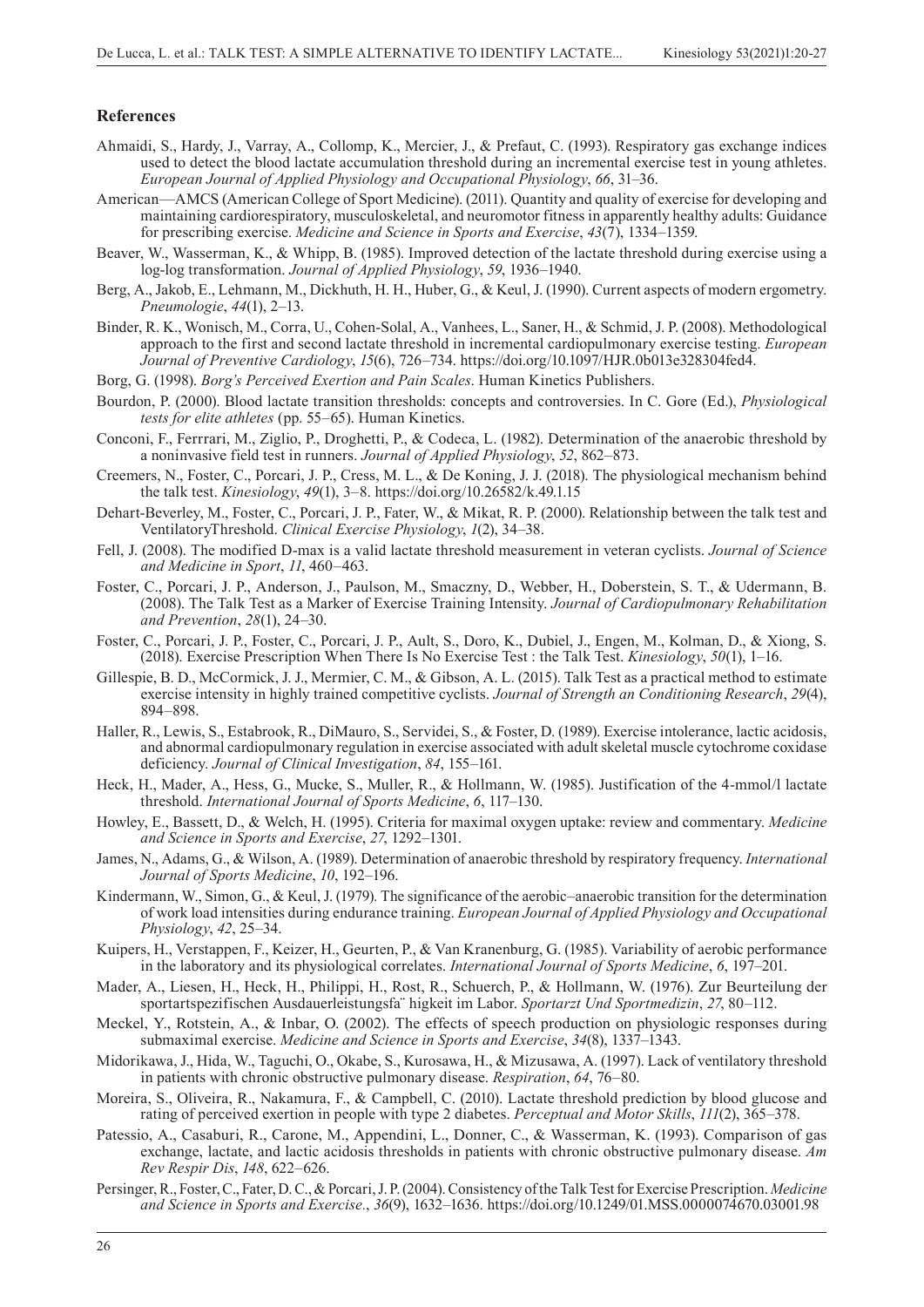## References

Ahmaidi, S., Hardy, J., Varray, A., Collomp, K., Mercier, J., & Prefaut, C. (1993). Respiratory gas exchange indices used to detect the blood lactate accumulation threshold during an incremental exercise test in young athletes. *European Journal of Applied Physiology and Occupational Physiology*, *66*, 31–36.

American—AMCS (American College of Sport Medicine). (2011). Quantity and quality of exercise for developing and maintaining cardiorespiratory, musculoskeletal, and neuromotor fitness in apparently healthy adults: Guidance for prescribing exercise. *Medicine and Science in Sports and Exercise*, *43*(7), 1334–1359.

Beaver, W., Wasserman, K., & Whipp, B. (1985). Improved detection of the lactate threshold during exercise using a log-log transformation. *Journal of Applied Physiology*, *59*, 1936–1940.

Berg, A., Jakob, E., Lehmann, M., Dickhuth, H. H., Huber, G., & Keul, J. (1990). Current aspects of modern ergometry. *Pneumologie*, *44*(1), 2–13.

Binder, R. K., Wonisch, M., Corra, U., Cohen-Solal, A., Vanhees, L., Saner, H., & Schmid, J. P. (2008). Methodological approach to the first and second lactate threshold in incremental cardiopulmonary exercise testing. *European Journal of Preventive Cardiology*, *15*(6), 726–734. https://doi.org/10.1097/HJR.0b013e328304fed4.

Borg, G. (1998). *Borg's Perceived Exertion and Pain Scales*. Human Kinetics Publishers.

Bourdon, P. (2000). Blood lactate transition thresholds: concepts and controversies. In C. Gore (Ed.), *Physiological tests for elite athletes* (pp. 55–65). Human Kinetics.

Conconi, F., Ferrrari, M., Ziglio, P., Droghetti, P., & Codeca, L. (1982). Determination of the anaerobic threshold by a noninvasive field test in runners. *Journal of Applied Physiology*, *52*, 862–873.

Creemers, N., Foster, C., Porcari, J. P., Cress, M. L., & De Koning, J. J. (2018). The physiological mechanism behind the talk test. *Kinesiology*, *49*(1), 3–8. https://doi.org/10.26582/k.49.1.15

Dehart-Beverley, M., Foster, C., Porcari, J. P., Fater, W., & Mikat, R. P. (2000). Relationship between the talk test and VentilatoryThreshold. *Clinical Exercise Physiology*, *1*(2), 34–38.

Fell, J. (2008). The modified D-max is a valid lactate threshold measurement in veteran cyclists. *Journal of Science and Medicine in Sport*, *11*, 460–463.

Foster, C., Porcari, J. P., Anderson, J., Paulson, M., Smaczny, D., Webber, H., Doberstein, S. T., & Udermann, B. (2008). The Talk Test as a Marker of Exercise Training Intensity. *Journal of Cardiopulmonary Rehabilitation and Prevention*, *28*(1), 24–30.

Foster, C., Porcari, J. P., Foster, C., Porcari, J. P., Ault, S., Doro, K., Dubiel, J., Engen, M., Kolman, D., & Xiong, S. (2018). Exercise Prescription When There Is No Exercise Test : the Talk Test. *Kinesiology*, *50*(1), 1–16.

Gillespie, B. D., McCormick, J. J., Mermier, C. M., & Gibson, A. L. (2015). Talk Test as a practical method to estimate exercise intensity in highly trained competitive cyclists. *Journal of Strength an Conditioning Research*, *29*(4), 894–898.

Haller, R., Lewis, S., Estabrook, R., DiMauro, S., Servidei, S., & Foster, D. (1989). Exercise intolerance, lactic acidosis, and abnormal cardiopulmonary regulation in exercise associated with adult skeletal muscle cytochrome coxidase deficiency. *Journal of Clinical Investigation*, *84*, 155–161.

Heck, H., Mader, A., Hess, G., Mucke, S., Muller, R., & Hollmann, W. (1985). Justification of the 4-mmol/l lactate threshold. *International Journal of Sports Medicine*, *6*, 117–130.

Howley, E., Bassett, D., & Welch, H. (1995). Criteria for maximal oxygen uptake: review and commentary. *Medicine and Science in Sports and Exercise*, *27*, 1292–1301.

James, N., Adams, G., & Wilson, A. (1989). Determination of anaerobic threshold by respiratory frequency. *International Journal of Sports Medicine*, *10*, 192–196.

Kindermann, W., Simon, G., & Keul, J. (1979). The significance of the aerobic–anaerobic transition for the determination of work load intensities during endurance training. *European Journal of Applied Physiology and Occupational Physiology*, *42*, 25–34.

Kuipers, H., Verstappen, F., Keizer, H., Geurten, P., & Van Kranenburg, G. (1985). Variability of aerobic performance in the laboratory and its physiological correlates. *International Journal of Sports Medicine*, *6*, 197–201.

Mader, A., Liesen, H., Heck, H., Philippi, H., Rost, R., Schuerch, P., & Hollmann, W. (1976). Zur Beurteilung der sportartspezifischen Ausdauerleistungsfa¨ higkeit im Labor. *Sportarzt Und Sportmedizin*, *27*, 80–112.

Meckel, Y., Rotstein, A., & Inbar, O. (2002). The effects of speech production on physiologic responses during submaximal exercise. *Medicine and Science in Sports and Exercise*, *34*(8), 1337–1343.

Midorikawa, J., Hida, W., Taguchi, O., Okabe, S., Kurosawa, H., & Mizusawa, A. (1997). Lack of ventilatory threshold in patients with chronic obstructive pulmonary disease. *Respiration*, *64*, 76–80.

Moreira, S., Oliveira, R., Nakamura, F., & Campbell, C. (2010). Lactate threshold prediction by blood glucose and rating of perceived exertion in people with type 2 diabetes. *Perceptual and Motor Skills*, *111*(2), 365–378.

Patessio, A., Casaburi, R., Carone, M., Appendini, L., Donner, C., & Wasserman, K. (1993). Comparison of gas exchange, lactate, and lactic acidosis thresholds in patients with chronic obstructive pulmonary disease. *Am Rev Respir Dis*, *148*, 622–626.

Persinger, R., Foster, C., Fater, D. C., & Porcari, J. P. (2004). Consistency of the Talk Test for Exercise Prescription. *Medicine and Science in Sports and Exercise*., *36*(9), 1632–1636. https://doi.org/10.1249/01.MSS.0000074670.03001.98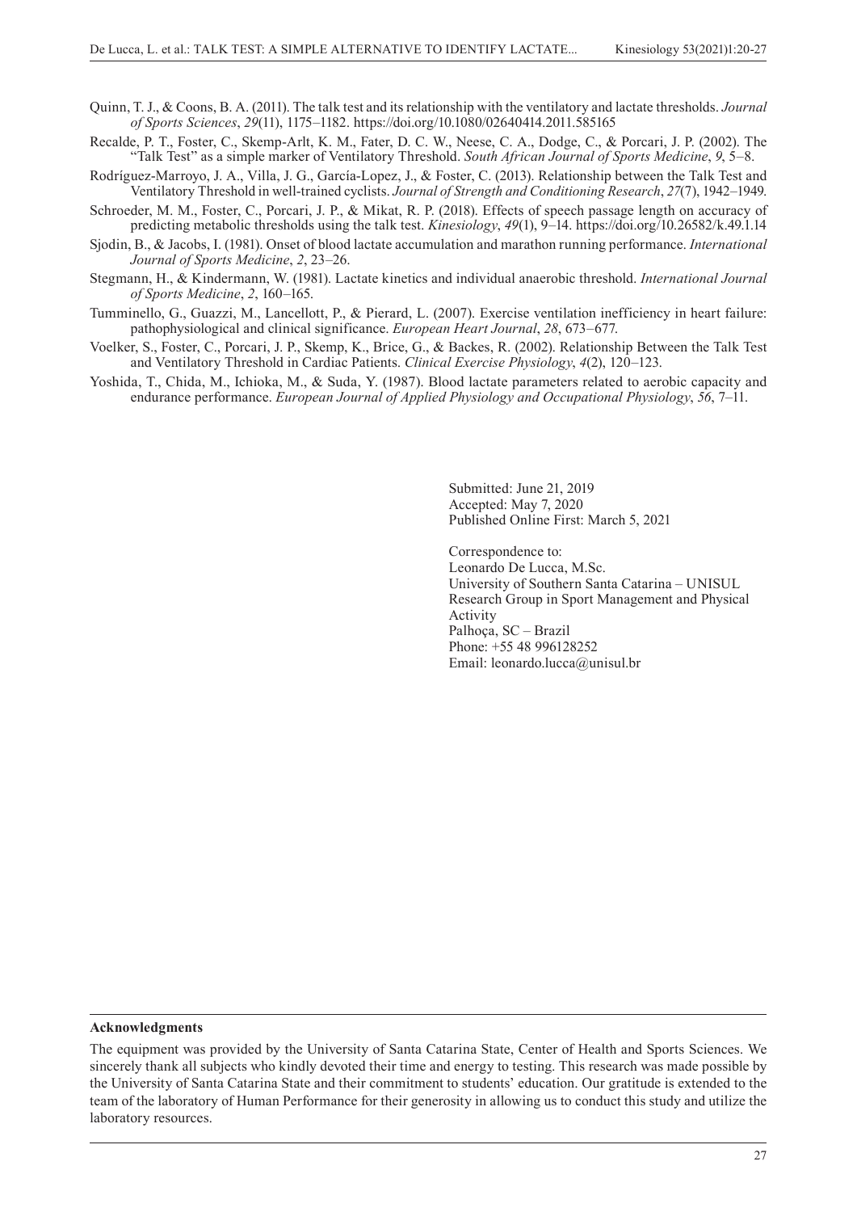Quinn, T. J., & Coons, B. A. (2011). The talk test and its relationship with the ventilatory and lactate thresholds. *Journal of Sports Sciences*, *29*(11), 1175–1182. https://doi.org/10.1080/02640414.2011.585165

Recalde, P. T., Foster, C., Skemp-Arlt, K. M., Fater, D. C. W., Neese, C. A., Dodge, C., & Porcari, J. P. (2002). The "Talk Test" as a simple marker of Ventilatory Threshold. *South African Journal of Sports Medicine*, *9*, 5–8.

Rodríguez-Marroyo, J. A., Villa, J. G., García-Lopez, J., & Foster, C. (2013). Relationship between the Talk Test and Ventilatory Threshold in well-trained cyclists. *Journal of Strength and Conditioning Research*, *27*(7), 1942–1949.

Schroeder, M. M., Foster, C., Porcari, J. P., & Mikat, R. P. (2018). Effects of speech passage length on accuracy of predicting metabolic thresholds using the talk test. *Kinesiology*, *49*(1), 9–14. https://doi.org/10.26582/k.49.1.14

Sjodin, B., & Jacobs, I. (1981). Onset of blood lactate accumulation and marathon running performance. *International Journal of Sports Medicine*, *2*, 23–26.

Stegmann, H., & Kindermann, W. (1981). Lactate kinetics and individual anaerobic threshold. *International Journal of Sports Medicine*, *2*, 160–165.

Tumminello, G., Guazzi, M., Lancellott, P., & Pierard, L. (2007). Exercise ventilation inefficiency in heart failure: pathophysiological and clinical significance. *European Heart Journal*, *28*, 673–677.

Voelker, S., Foster, C., Porcari, J. P., Skemp, K., Brice, G., & Backes, R. (2002). Relationship Between the Talk Test and Ventilatory Threshold in Cardiac Patients. *Clinical Exercise Physiology*, *4*(2), 120–123.

Yoshida, T., Chida, M., Ichioka, M., & Suda, Y. (1987). Blood lactate parameters related to aerobic capacity and endurance performance. *European Journal of Applied Physiology and Occupational Physiology*, *56*, 7–11.

Submitted: June 21, 2019
Accepted: May 7, 2020
Published Online First: March 5, 2021

Correspondence to:
Leonardo De Lucca, M.Sc.
University of Southern Santa Catarina – UNISUL
Research Group in Sport Management and Physical Activity
Palhoça, SC – Brazil
Phone: +55 48 996128252
Email: leonardo.lucca@unisul.br

**Acknowledgments**

The equipment was provided by the University of Santa Catarina State, Center of Health and Sports Sciences. We sincerely thank all subjects who kindly devoted their time and energy to testing. This research was made possible by the University of Santa Catarina State and their commitment to students' education. Our gratitude is extended to the team of the laboratory of Human Performance for their generosity in allowing us to conduct this study and utilize the laboratory resources.